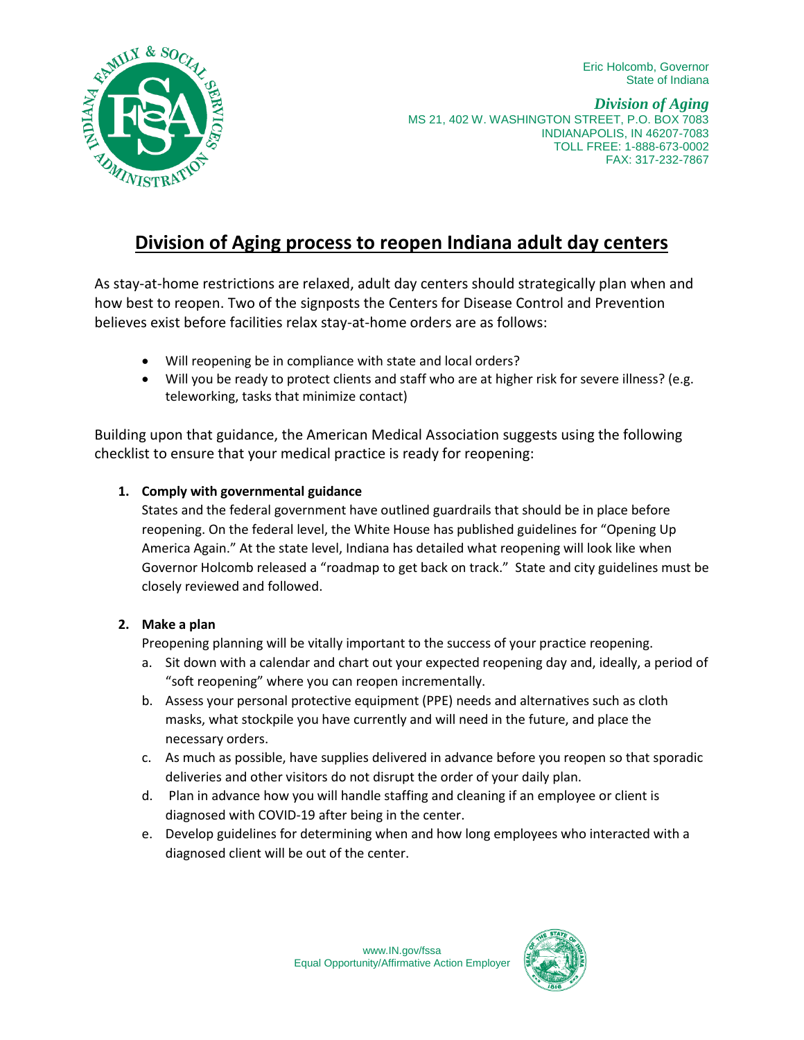Eric Holcomb, Governor
State of Indiana

***Division of Aging***
MS 21, 402 W. WASHINGTON STREET, P.O. BOX 7083
INDIANAPOLIS, IN 46207-7083
TOLL FREE: 1-888-673-0002
FAX: 317-232-7867

# Division of Aging process to reopen Indiana adult day centers

As stay-at-home restrictions are relaxed, adult day centers should strategically plan when and how best to reopen. Two of the signposts the Centers for Disease Control and Prevention believes exist before facilities relax stay-at-home orders are as follows:

- Will reopening be in compliance with state and local orders?
- Will you be ready to protect clients and staff who are at higher risk for severe illness? (e.g. teleworking, tasks that minimize contact)

Building upon that guidance, the American Medical Association suggests using the following checklist to ensure that your medical practice is ready for reopening:

1. **Comply with governmental guidance**

   States and the federal government have outlined guardrails that should be in place before reopening. On the federal level, the White House has published guidelines for "Opening Up America Again." At the state level, Indiana has detailed what reopening will look like when Governor Holcomb released a "roadmap to get back on track." State and city guidelines must be closely reviewed and followed.

2. **Make a plan**

   Preopening planning will be vitally important to the success of your practice reopening.

   a. Sit down with a calendar and chart out your expected reopening day and, ideally, a period of "soft reopening" where you can reopen incrementally.
   b. Assess your personal protective equipment (PPE) needs and alternatives such as cloth masks, what stockpile you have currently and will need in the future, and place the necessary orders.
   c. As much as possible, have supplies delivered in advance before you reopen so that sporadic deliveries and other visitors do not disrupt the order of your daily plan.
   d. Plan in advance how you will handle staffing and cleaning if an employee or client is diagnosed with COVID-19 after being in the center.
   e. Develop guidelines for determining when and how long employees who interacted with a diagnosed client will be out of the center.

www.IN.gov/fssa
Equal Opportunity/Affirmative Action Employer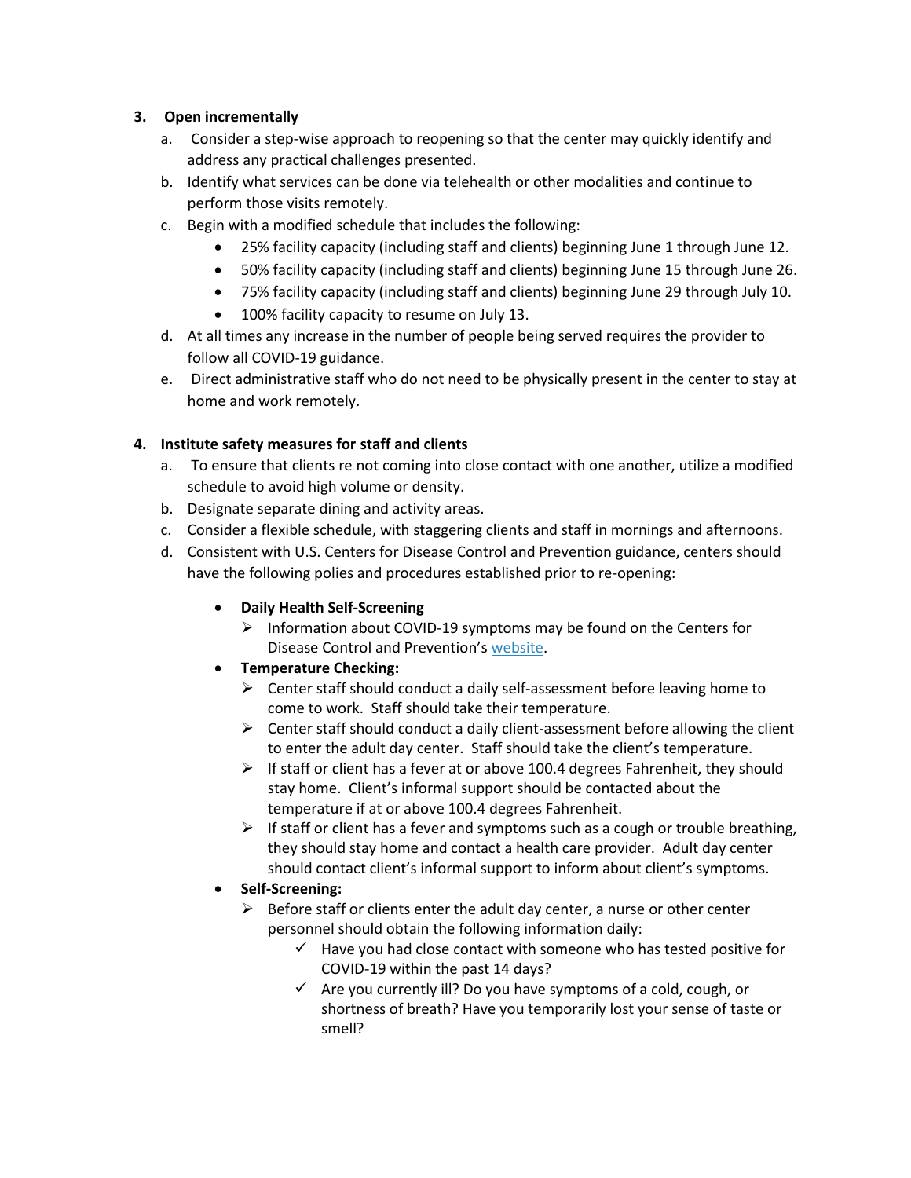3. **Open incrementally**
   a. Consider a step-wise approach to reopening so that the center may quickly identify and address any practical challenges presented.
   b. Identify what services can be done via telehealth or other modalities and continue to perform those visits remotely.
   c. Begin with a modified schedule that includes the following:
      - 25% facility capacity (including staff and clients) beginning June 1 through June 12.
      - 50% facility capacity (including staff and clients) beginning June 15 through June 26.
      - 75% facility capacity (including staff and clients) beginning June 29 through July 10.
      - 100% facility capacity to resume on July 13.
   d. At all times any increase in the number of people being served requires the provider to follow all COVID-19 guidance.
   e. Direct administrative staff who do not need to be physically present in the center to stay at home and work remotely.

4. **Institute safety measures for staff and clients**
   a. To ensure that clients re not coming into close contact with one another, utilize a modified schedule to avoid high volume or density.
   b. Designate separate dining and activity areas.
   c. Consider a flexible schedule, with staggering clients and staff in mornings and afternoons.
   d. Consistent with U.S. Centers for Disease Control and Prevention guidance, centers should have the following polies and procedures established prior to re-opening:
      - **Daily Health Self-Screening**
        - Information about COVID-19 symptoms may be found on the Centers for Disease Control and Prevention's website.
      - **Temperature Checking:**
        - Center staff should conduct a daily self-assessment before leaving home to come to work. Staff should take their temperature.
        - Center staff should conduct a daily client-assessment before allowing the client to enter the adult day center. Staff should take the client's temperature.
        - If staff or client has a fever at or above 100.4 degrees Fahrenheit, they should stay home. Client's informal support should be contacted about the temperature if at or above 100.4 degrees Fahrenheit.
        - If staff or client has a fever and symptoms such as a cough or trouble breathing, they should stay home and contact a health care provider. Adult day center should contact client's informal support to inform about client's symptoms.
      - **Self-Screening:**
        - Before staff or clients enter the adult day center, a nurse or other center personnel should obtain the following information daily:
          - ✓ Have you had close contact with someone who has tested positive for COVID-19 within the past 14 days?
          - ✓ Are you currently ill? Do you have symptoms of a cold, cough, or shortness of breath? Have you temporarily lost your sense of taste or smell?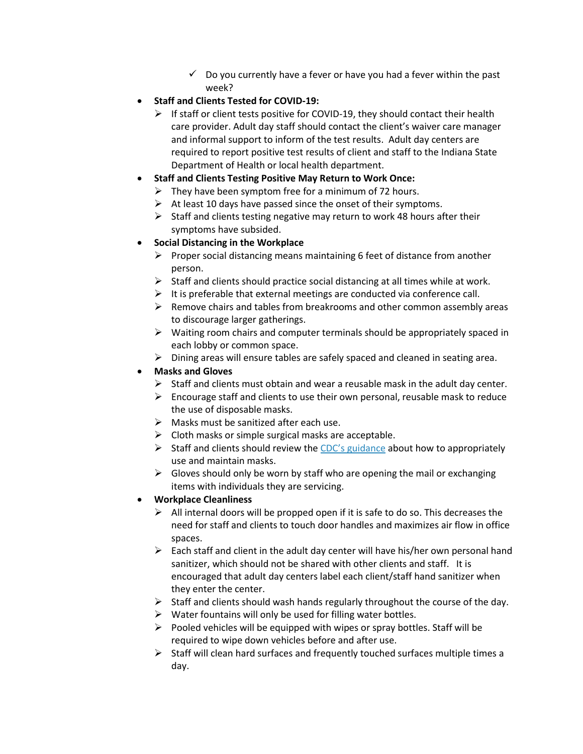- ✓ Do you currently have a fever or have you had a fever within the past week?

- **Staff and Clients Tested for COVID-19:**
    - If staff or client tests positive for COVID-19, they should contact their health care provider. Adult day staff should contact the client's waiver care manager and informal support to inform of the test results. Adult day centers are required to report positive test results of client and staff to the Indiana State Department of Health or local health department.
- **Staff and Clients Testing Positive May Return to Work Once:**
    - They have been symptom free for a minimum of 72 hours.
    - At least 10 days have passed since the onset of their symptoms.
    - Staff and clients testing negative may return to work 48 hours after their symptoms have subsided.
- **Social Distancing in the Workplace**
    - Proper social distancing means maintaining 6 feet of distance from another person.
    - Staff and clients should practice social distancing at all times while at work.
    - It is preferable that external meetings are conducted via conference call.
    - Remove chairs and tables from breakrooms and other common assembly areas to discourage larger gatherings.
    - Waiting room chairs and computer terminals should be appropriately spaced in each lobby or common space.
    - Dining areas will ensure tables are safely spaced and cleaned in seating area.
- **Masks and Gloves**
    - Staff and clients must obtain and wear a reusable mask in the adult day center.
    - Encourage staff and clients to use their own personal, reusable mask to reduce the use of disposable masks.
    - Masks must be sanitized after each use.
    - Cloth masks or simple surgical masks are acceptable.
    - Staff and clients should review the CDC's guidance about how to appropriately use and maintain masks.
    - Gloves should only be worn by staff who are opening the mail or exchanging items with individuals they are servicing.
- **Workplace Cleanliness**
    - All internal doors will be propped open if it is safe to do so. This decreases the need for staff and clients to touch door handles and maximizes air flow in office spaces.
    - Each staff and client in the adult day center will have his/her own personal hand sanitizer, which should not be shared with other clients and staff. It is encouraged that adult day centers label each client/staff hand sanitizer when they enter the center.
    - Staff and clients should wash hands regularly throughout the course of the day.
    - Water fountains will only be used for filling water bottles.
    - Pooled vehicles will be equipped with wipes or spray bottles. Staff will be required to wipe down vehicles before and after use.
    - Staff will clean hard surfaces and frequently touched surfaces multiple times a day.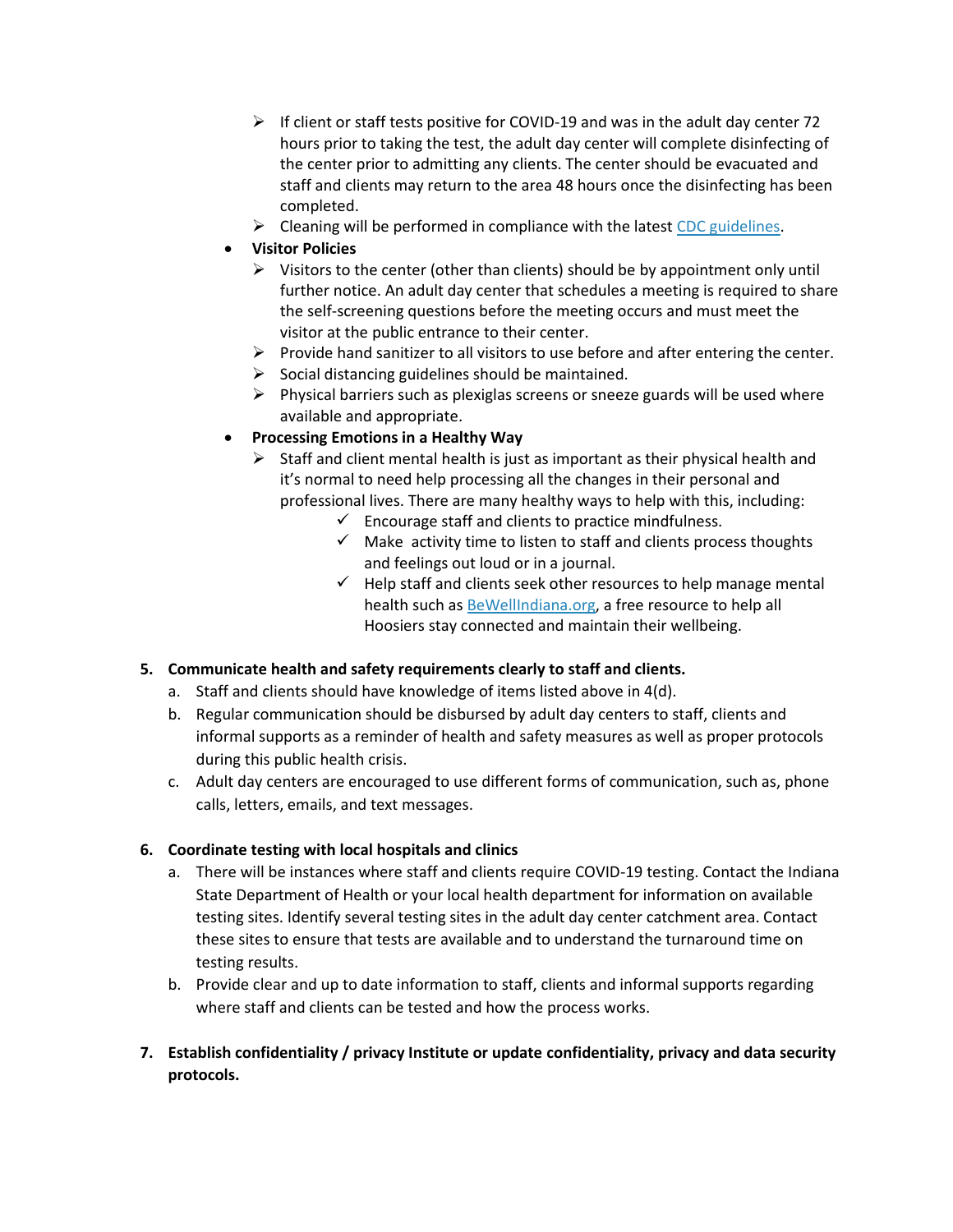- If client or staff tests positive for COVID-19 and was in the adult day center 72 hours prior to taking the test, the adult day center will complete disinfecting of the center prior to admitting any clients. The center should be evacuated and staff and clients may return to the area 48 hours once the disinfecting has been completed.
        - Cleaning will be performed in compliance with the latest [CDC guidelines](#).
    - **Visitor Policies**
        - Visitors to the center (other than clients) should be by appointment only until further notice. An adult day center that schedules a meeting is required to share the self-screening questions before the meeting occurs and must meet the visitor at the public entrance to their center.
        - Provide hand sanitizer to all visitors to use before and after entering the center.
        - Social distancing guidelines should be maintained.
        - Physical barriers such as plexiglas screens or sneeze guards will be used where available and appropriate.
    - **Processing Emotions in a Healthy Way**
        - Staff and client mental health is just as important as their physical health and it's normal to need help processing all the changes in their personal and professional lives. There are many healthy ways to help with this, including:
            - ✓ Encourage staff and clients to practice mindfulness.
            - ✓ Make activity time to listen to staff and clients process thoughts and feelings out loud or in a journal.
            - ✓ Help staff and clients seek other resources to help manage mental health such as [BeWellIndiana.org](#), a free resource to help all Hoosiers stay connected and maintain their wellbeing.

5. **Communicate health and safety requirements clearly to staff and clients.**
    a. Staff and clients should have knowledge of items listed above in 4(d).
    b. Regular communication should be disbursed by adult day centers to staff, clients and informal supports as a reminder of health and safety measures as well as proper protocols during this public health crisis.
    c. Adult day centers are encouraged to use different forms of communication, such as, phone calls, letters, emails, and text messages.

6. **Coordinate testing with local hospitals and clinics**
    a. There will be instances where staff and clients require COVID-19 testing. Contact the Indiana State Department of Health or your local health department for information on available testing sites. Identify several testing sites in the adult day center catchment area. Contact these sites to ensure that tests are available and to understand the turnaround time on testing results.
    b. Provide clear and up to date information to staff, clients and informal supports regarding where staff and clients can be tested and how the process works.

7. **Establish confidentiality / privacy Institute or update confidentiality, privacy and data security protocols.**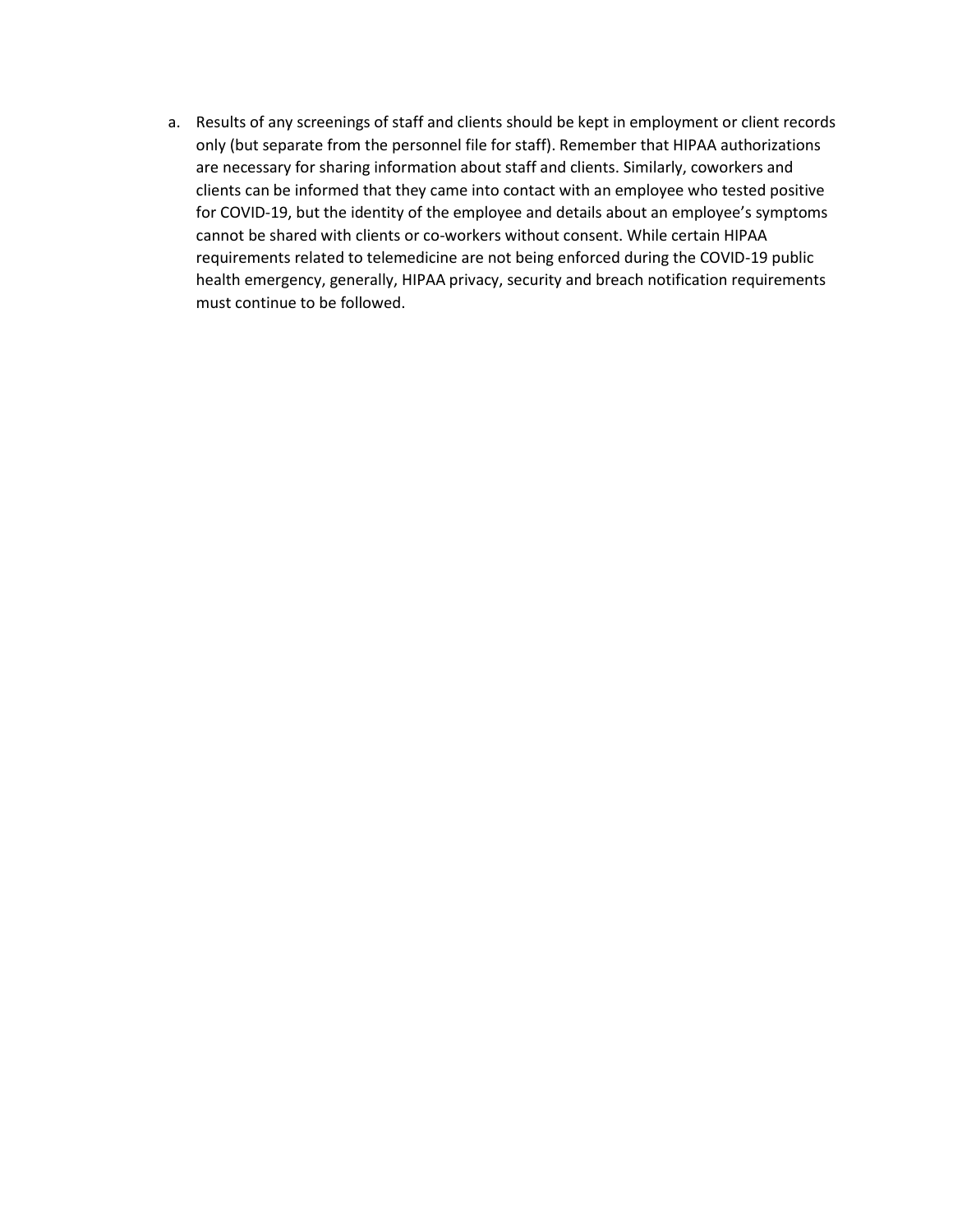a. Results of any screenings of staff and clients should be kept in employment or client records only (but separate from the personnel file for staff). Remember that HIPAA authorizations are necessary for sharing information about staff and clients. Similarly, coworkers and clients can be informed that they came into contact with an employee who tested positive for COVID-19, but the identity of the employee and details about an employee's symptoms cannot be shared with clients or co-workers without consent. While certain HIPAA requirements related to telemedicine are not being enforced during the COVID-19 public health emergency, generally, HIPAA privacy, security and breach notification requirements must continue to be followed.